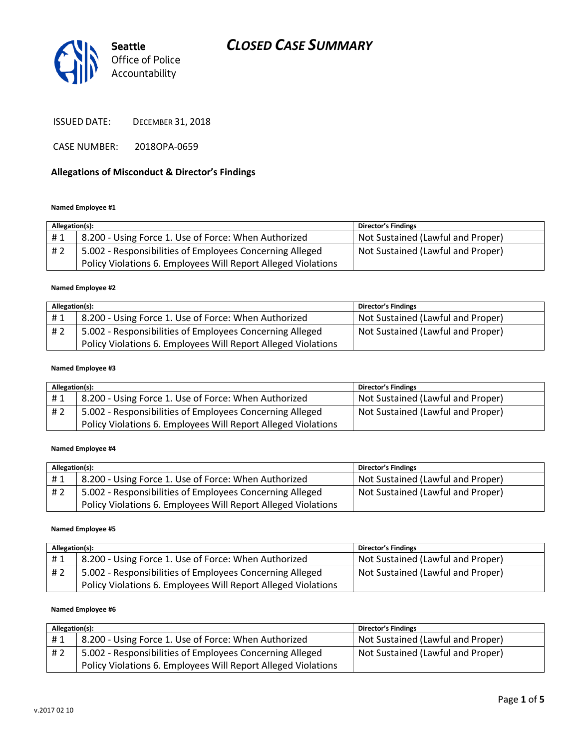Seattle Office of Police Accountability

# CLOSED CASE SUMMARY

ISSUED DATE: DECEMBER 31, 2018

CASE NUMBER: 2018OPA-0659

## Allegations of Misconduct & Director's Findings

**Named Employee #1**

| Allegation(s): | | Director's Findings |
|---|---|---|
| # 1 | 8.200 - Using Force 1. Use of Force: When Authorized | Not Sustained (Lawful and Proper) |
| # 2 | 5.002 - Responsibilities of Employees Concerning Alleged Policy Violations 6. Employees Will Report Alleged Violations | Not Sustained (Lawful and Proper) |

**Named Employee #2**

| Allegation(s): | | Director's Findings |
|---|---|---|
| # 1 | 8.200 - Using Force 1. Use of Force: When Authorized | Not Sustained (Lawful and Proper) |
| # 2 | 5.002 - Responsibilities of Employees Concerning Alleged Policy Violations 6. Employees Will Report Alleged Violations | Not Sustained (Lawful and Proper) |

**Named Employee #3**

| Allegation(s): | | Director's Findings |
|---|---|---|
| # 1 | 8.200 - Using Force 1. Use of Force: When Authorized | Not Sustained (Lawful and Proper) |
| # 2 | 5.002 - Responsibilities of Employees Concerning Alleged Policy Violations 6. Employees Will Report Alleged Violations | Not Sustained (Lawful and Proper) |

**Named Employee #4**

| Allegation(s): | | Director's Findings |
|---|---|---|
| # 1 | 8.200 - Using Force 1. Use of Force: When Authorized | Not Sustained (Lawful and Proper) |
| # 2 | 5.002 - Responsibilities of Employees Concerning Alleged Policy Violations 6. Employees Will Report Alleged Violations | Not Sustained (Lawful and Proper) |

**Named Employee #5**

| Allegation(s): | | Director's Findings |
|---|---|---|
| # 1 | 8.200 - Using Force 1. Use of Force: When Authorized | Not Sustained (Lawful and Proper) |
| # 2 | 5.002 - Responsibilities of Employees Concerning Alleged Policy Violations 6. Employees Will Report Alleged Violations | Not Sustained (Lawful and Proper) |

**Named Employee #6**

| Allegation(s): | | Director's Findings |
|---|---|---|
| # 1 | 8.200 - Using Force 1. Use of Force: When Authorized | Not Sustained (Lawful and Proper) |
| # 2 | 5.002 - Responsibilities of Employees Concerning Alleged Policy Violations 6. Employees Will Report Alleged Violations | Not Sustained (Lawful and Proper) |

v.2017 02 10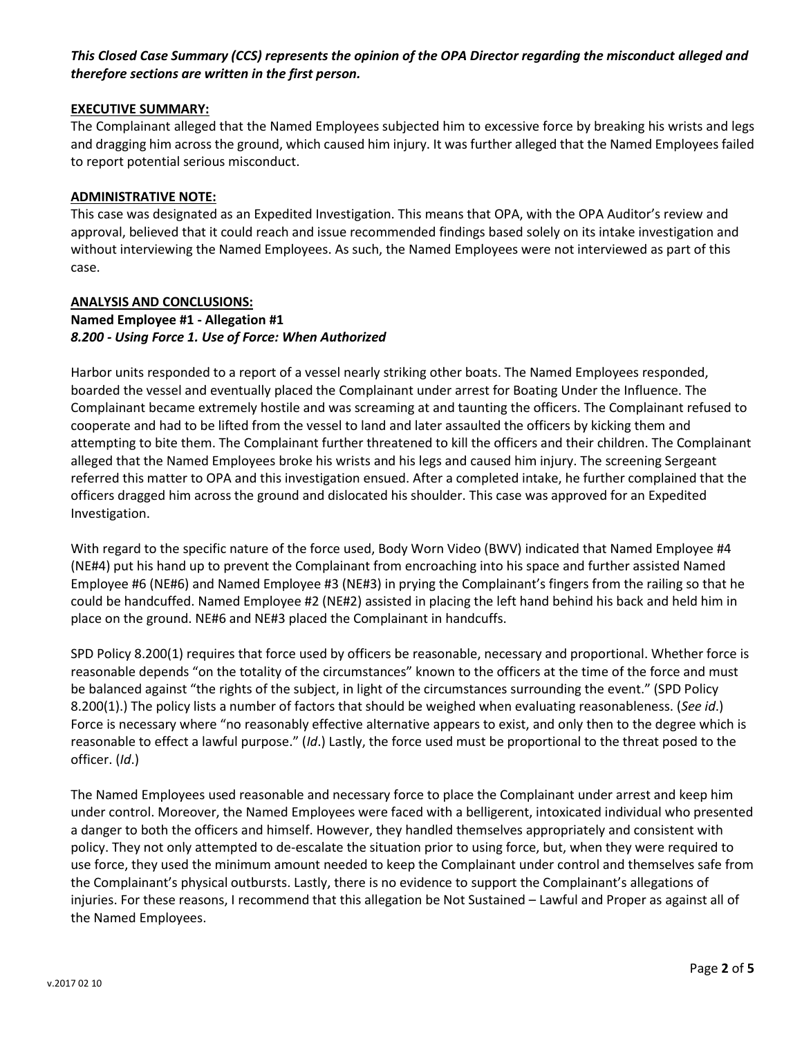***This Closed Case Summary (CCS) represents the opinion of the OPA Director regarding the misconduct alleged and therefore sections are written in the first person.***

**EXECUTIVE SUMMARY:**

The Complainant alleged that the Named Employees subjected him to excessive force by breaking his wrists and legs and dragging him across the ground, which caused him injury. It was further alleged that the Named Employees failed to report potential serious misconduct.

**ADMINISTRATIVE NOTE:**

This case was designated as an Expedited Investigation. This means that OPA, with the OPA Auditor's review and approval, believed that it could reach and issue recommended findings based solely on its intake investigation and without interviewing the Named Employees. As such, the Named Employees were not interviewed as part of this case.

**ANALYSIS AND CONCLUSIONS:**

**Named Employee #1 - Allegation #1**
***8.200 - Using Force 1. Use of Force: When Authorized***

Harbor units responded to a report of a vessel nearly striking other boats. The Named Employees responded, boarded the vessel and eventually placed the Complainant under arrest for Boating Under the Influence. The Complainant became extremely hostile and was screaming at and taunting the officers. The Complainant refused to cooperate and had to be lifted from the vessel to land and later assaulted the officers by kicking them and attempting to bite them. The Complainant further threatened to kill the officers and their children. The Complainant alleged that the Named Employees broke his wrists and his legs and caused him injury. The screening Sergeant referred this matter to OPA and this investigation ensued. After a completed intake, he further complained that the officers dragged him across the ground and dislocated his shoulder. This case was approved for an Expedited Investigation.

With regard to the specific nature of the force used, Body Worn Video (BWV) indicated that Named Employee #4 (NE#4) put his hand up to prevent the Complainant from encroaching into his space and further assisted Named Employee #6 (NE#6) and Named Employee #3 (NE#3) in prying the Complainant's fingers from the railing so that he could be handcuffed. Named Employee #2 (NE#2) assisted in placing the left hand behind his back and held him in place on the ground. NE#6 and NE#3 placed the Complainant in handcuffs.

SPD Policy 8.200(1) requires that force used by officers be reasonable, necessary and proportional. Whether force is reasonable depends "on the totality of the circumstances" known to the officers at the time of the force and must be balanced against "the rights of the subject, in light of the circumstances surrounding the event." (SPD Policy 8.200(1).) The policy lists a number of factors that should be weighed when evaluating reasonableness. (*See id*.) Force is necessary where "no reasonably effective alternative appears to exist, and only then to the degree which is reasonable to effect a lawful purpose." (*Id*.) Lastly, the force used must be proportional to the threat posed to the officer. (*Id*.)

The Named Employees used reasonable and necessary force to place the Complainant under arrest and keep him under control. Moreover, the Named Employees were faced with a belligerent, intoxicated individual who presented a danger to both the officers and himself. However, they handled themselves appropriately and consistent with policy. They not only attempted to de-escalate the situation prior to using force, but, when they were required to use force, they used the minimum amount needed to keep the Complainant under control and themselves safe from the Complainant's physical outbursts. Lastly, there is no evidence to support the Complainant's allegations of injuries. For these reasons, I recommend that this allegation be Not Sustained – Lawful and Proper as against all of the Named Employees.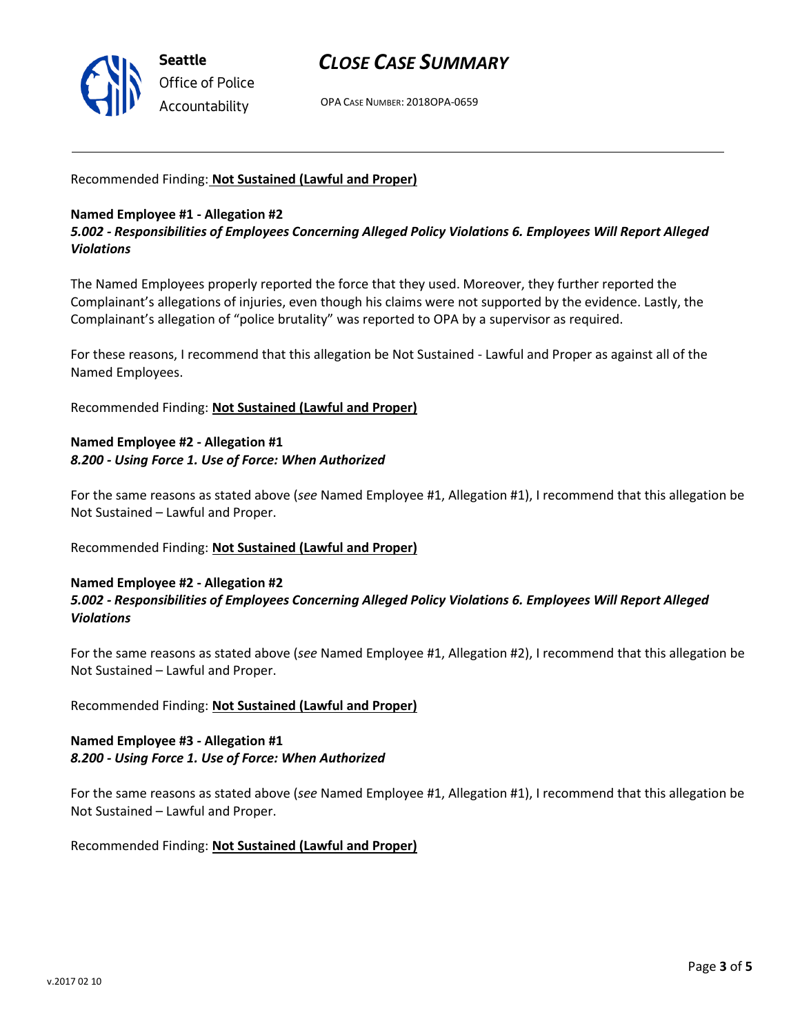Recommended Finding: **Not Sustained (Lawful and Proper)**

**Named Employee #1 - Allegation #2**
***5.002 - Responsibilities of Employees Concerning Alleged Policy Violations 6. Employees Will Report Alleged Violations***

The Named Employees properly reported the force that they used. Moreover, they further reported the Complainant's allegations of injuries, even though his claims were not supported by the evidence. Lastly, the Complainant's allegation of "police brutality" was reported to OPA by a supervisor as required.

For these reasons, I recommend that this allegation be Not Sustained - Lawful and Proper as against all of the Named Employees.

Recommended Finding: **Not Sustained (Lawful and Proper)**

**Named Employee #2 - Allegation #1**
***8.200 - Using Force 1. Use of Force: When Authorized***

For the same reasons as stated above (*see* Named Employee #1, Allegation #1), I recommend that this allegation be Not Sustained – Lawful and Proper.

Recommended Finding: **Not Sustained (Lawful and Proper)**

**Named Employee #2 - Allegation #2**
***5.002 - Responsibilities of Employees Concerning Alleged Policy Violations 6. Employees Will Report Alleged Violations***

For the same reasons as stated above (*see* Named Employee #1, Allegation #2), I recommend that this allegation be Not Sustained – Lawful and Proper.

Recommended Finding: **Not Sustained (Lawful and Proper)**

**Named Employee #3 - Allegation #1**
***8.200 - Using Force 1. Use of Force: When Authorized***

For the same reasons as stated above (*see* Named Employee #1, Allegation #1), I recommend that this allegation be Not Sustained – Lawful and Proper.

Recommended Finding: **Not Sustained (Lawful and Proper)**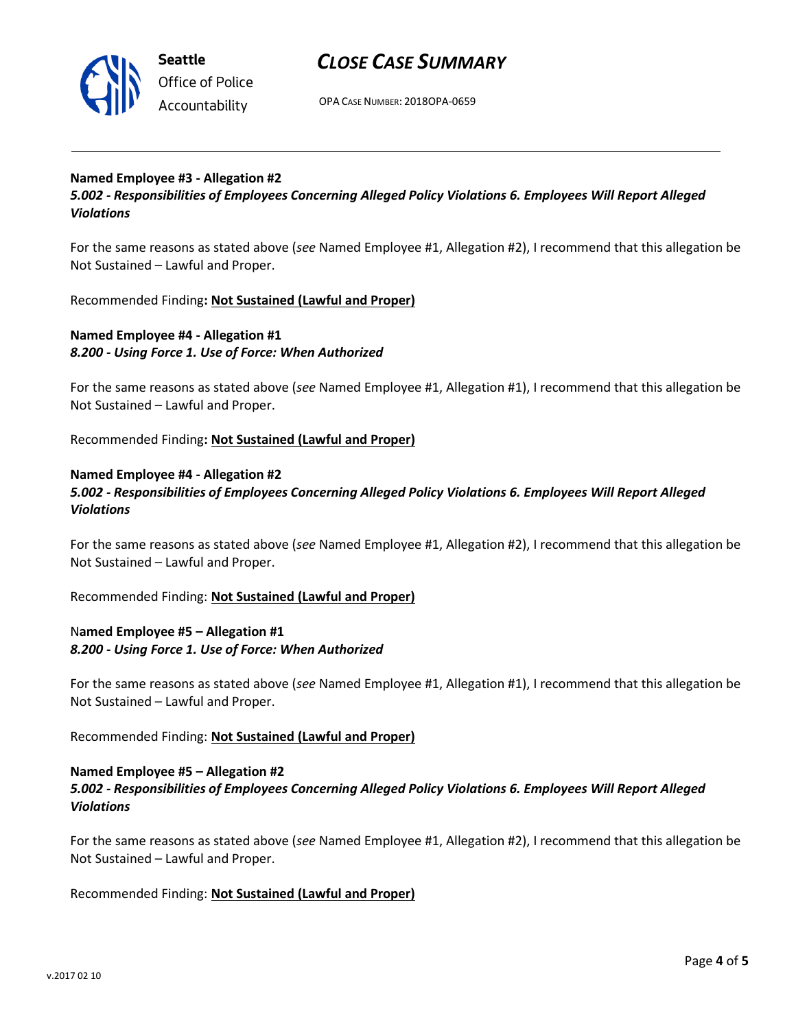**Named Employee #3 - Allegation #2**
***5.002 - Responsibilities of Employees Concerning Alleged Policy Violations 6. Employees Will Report Alleged Violations***

For the same reasons as stated above (*see* Named Employee #1, Allegation #2), I recommend that this allegation be Not Sustained – Lawful and Proper.

Recommended Finding**: Not Sustained (Lawful and Proper)**

**Named Employee #4 - Allegation #1**
***8.200 - Using Force 1. Use of Force: When Authorized***

For the same reasons as stated above (*see* Named Employee #1, Allegation #1), I recommend that this allegation be Not Sustained – Lawful and Proper.

Recommended Finding**: Not Sustained (Lawful and Proper)**

**Named Employee #4 - Allegation #2**
***5.002 - Responsibilities of Employees Concerning Alleged Policy Violations 6. Employees Will Report Alleged Violations***

For the same reasons as stated above (*see* Named Employee #1, Allegation #2), I recommend that this allegation be Not Sustained – Lawful and Proper.

Recommended Finding: **Not Sustained (Lawful and Proper)**

**Named Employee #5 – Allegation #1**
***8.200 - Using Force 1. Use of Force: When Authorized***

For the same reasons as stated above (*see* Named Employee #1, Allegation #1), I recommend that this allegation be Not Sustained – Lawful and Proper.

Recommended Finding: **Not Sustained (Lawful and Proper)**

**Named Employee #5 – Allegation #2**
***5.002 - Responsibilities of Employees Concerning Alleged Policy Violations 6. Employees Will Report Alleged Violations***

For the same reasons as stated above (*see* Named Employee #1, Allegation #2), I recommend that this allegation be Not Sustained – Lawful and Proper.

Recommended Finding: **Not Sustained (Lawful and Proper)**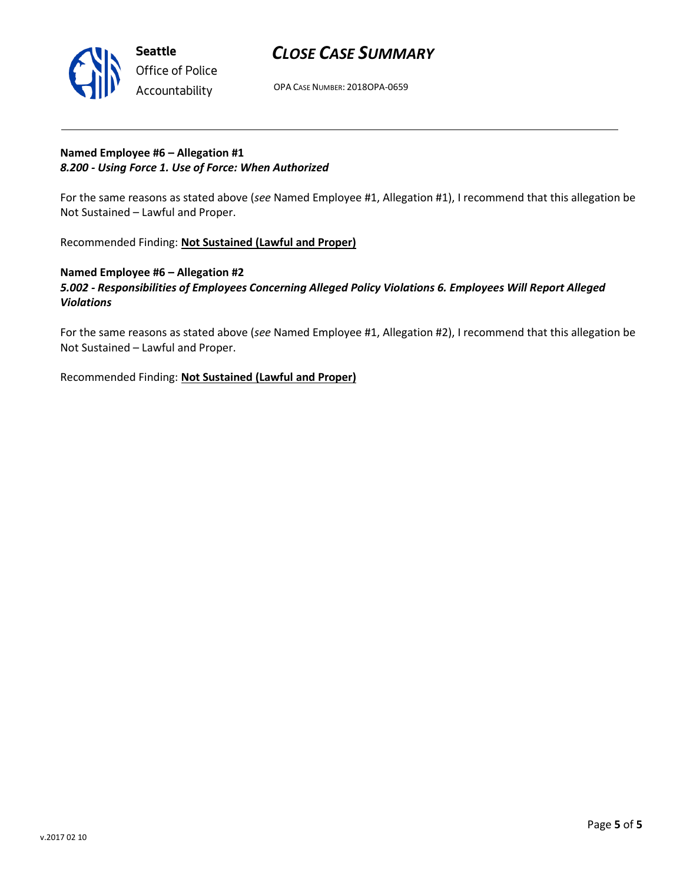**Named Employee #6 – Allegation #1**
***8.200 - Using Force 1. Use of Force: When Authorized***

For the same reasons as stated above (*see* Named Employee #1, Allegation #1), I recommend that this allegation be Not Sustained – Lawful and Proper.

Recommended Finding: **Not Sustained (Lawful and Proper)**

**Named Employee #6 – Allegation #2**
***5.002 - Responsibilities of Employees Concerning Alleged Policy Violations 6. Employees Will Report Alleged Violations***

For the same reasons as stated above (*see* Named Employee #1, Allegation #2), I recommend that this allegation be Not Sustained – Lawful and Proper.

Recommended Finding: **Not Sustained (Lawful and Proper)**